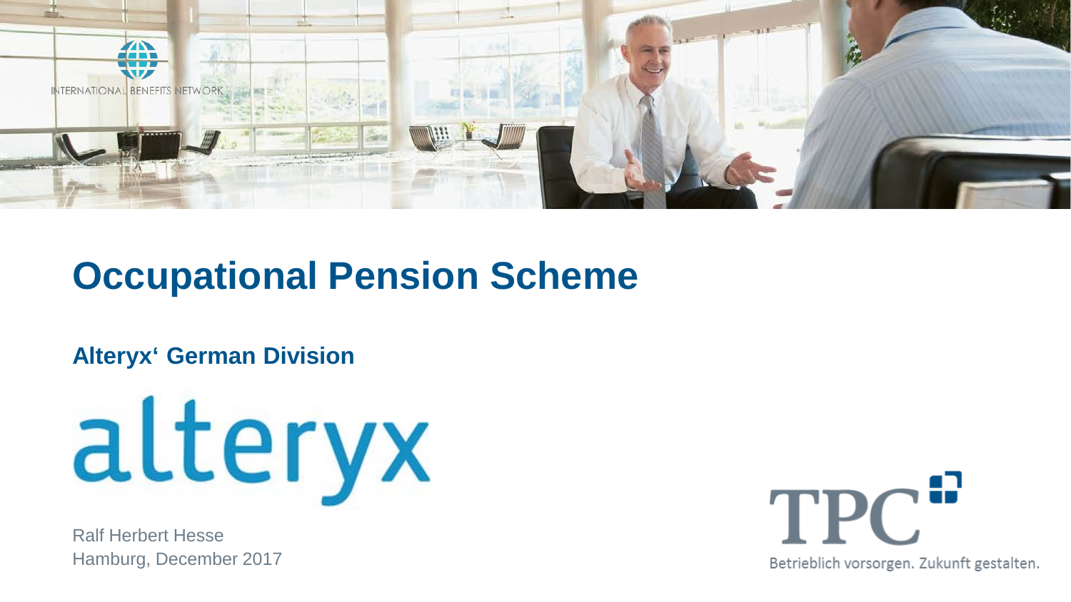INTERNATIONAL BENEFITS NETWORK

# Occupational Pension Scheme

**Alteryx' German Division**

alteryx

Ralf Herbert Hesse
Hamburg, December 2017

TPC

Betrieblich vorsorgen. Zukunft gestalten.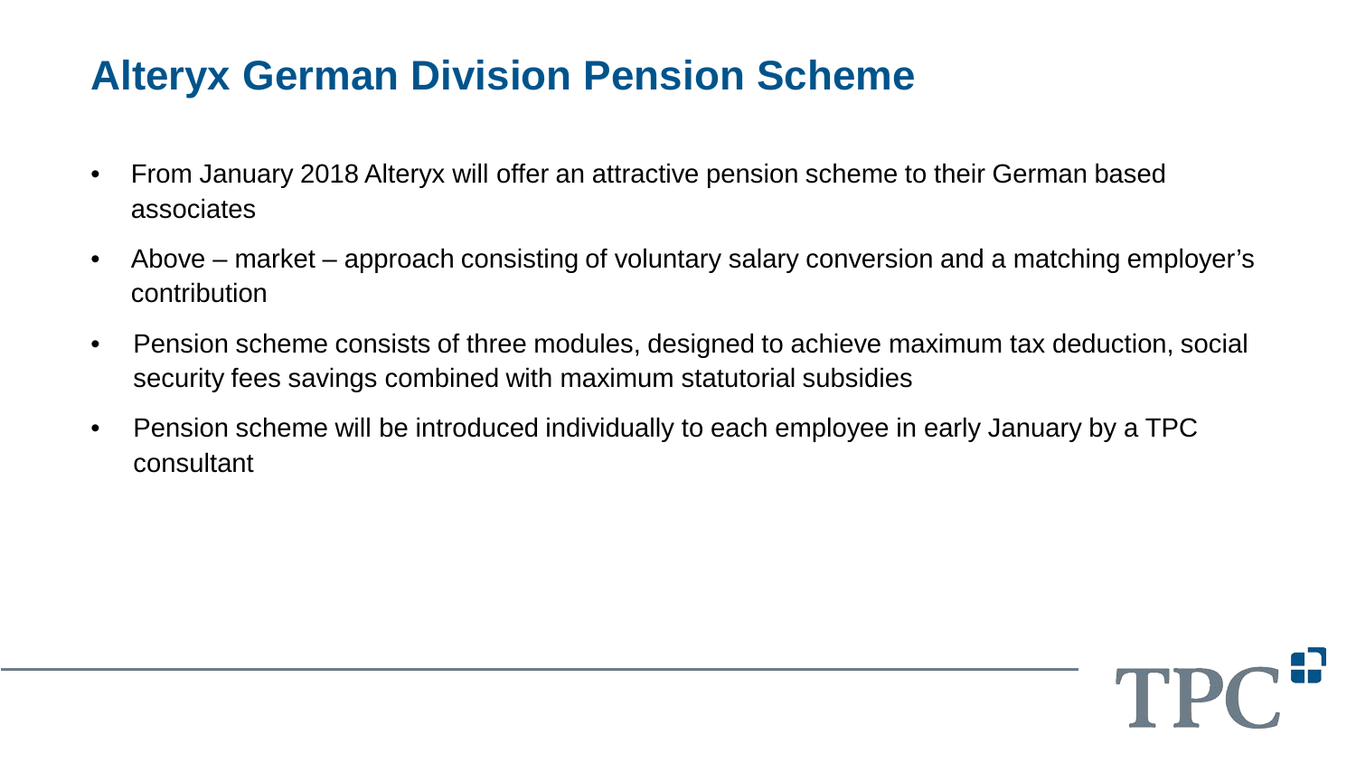# Alteryx German Division Pension Scheme

- From January 2018 Alteryx will offer an attractive pension scheme to their German based associates
- Above – market – approach consisting of voluntary salary conversion and a matching employer's contribution
- Pension scheme consists of three modules, designed to achieve maximum tax deduction, social security fees savings combined with maximum statutorial subsidies
- Pension scheme will be introduced individually to each employee in early January by a TPC consultant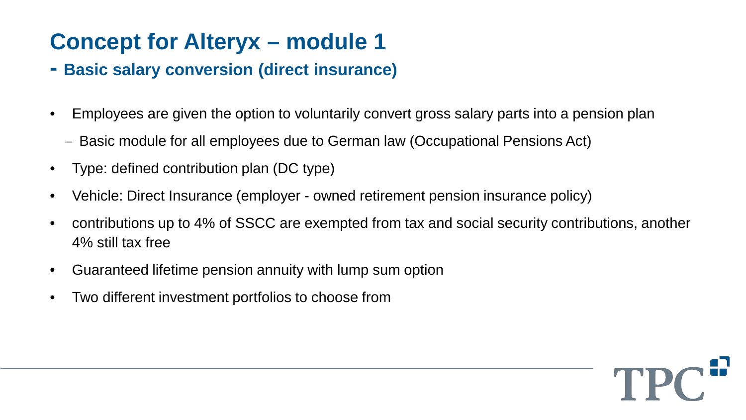# Concept for Alteryx – module 1

## - Basic salary conversion (direct insurance)

- Employees are given the option to voluntarily convert gross salary parts into a pension plan
  - Basic module for all employees due to German law (Occupational Pensions Act)
- Type: defined contribution plan (DC type)
- Vehicle: Direct Insurance (employer - owned retirement pension insurance policy)
- contributions up to 4% of SSCC are exempted from tax and social security contributions, another 4% still tax free
- Guaranteed lifetime pension annuity with lump sum option
- Two different investment portfolios to choose from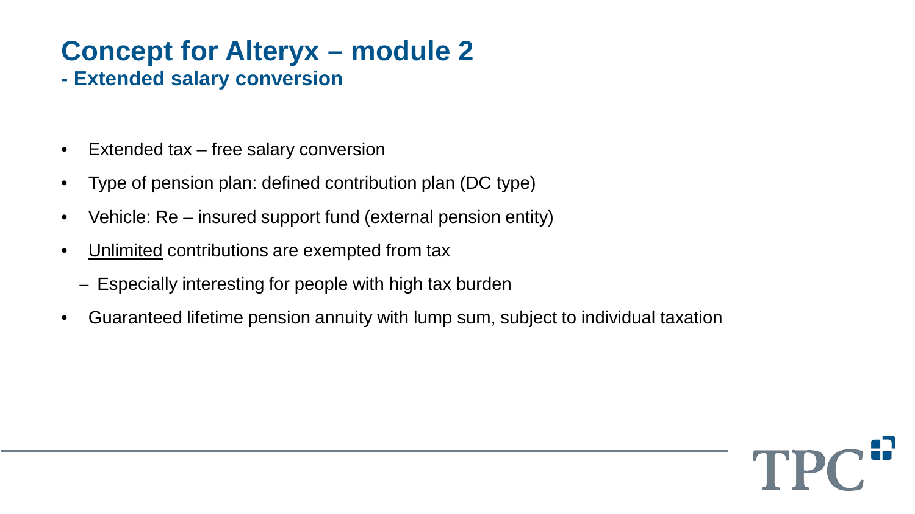# Concept for Alteryx – module 2

## - Extended salary conversion

- Extended tax – free salary conversion
- Type of pension plan: defined contribution plan (DC type)
- Vehicle: Re – insured support fund (external pension entity)
- <u>Unlimited</u> contributions are exempted from tax
  - Especially interesting for people with high tax burden
- Guaranteed lifetime pension annuity with lump sum, subject to individual taxation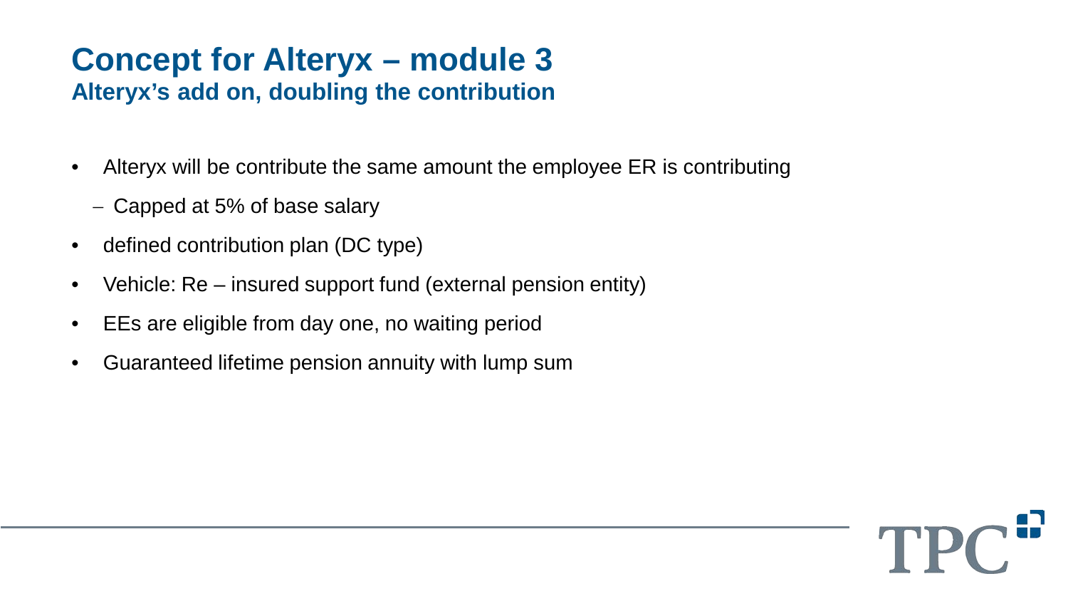# Concept for Alteryx – module 3

## Alteryx's add on, doubling the contribution

- Alteryx will be contribute the same amount the employee ER is contributing
  - Capped at 5% of base salary
- defined contribution plan (DC type)
- Vehicle: Re – insured support fund (external pension entity)
- EEs are eligible from day one, no waiting period
- Guaranteed lifetime pension annuity with lump sum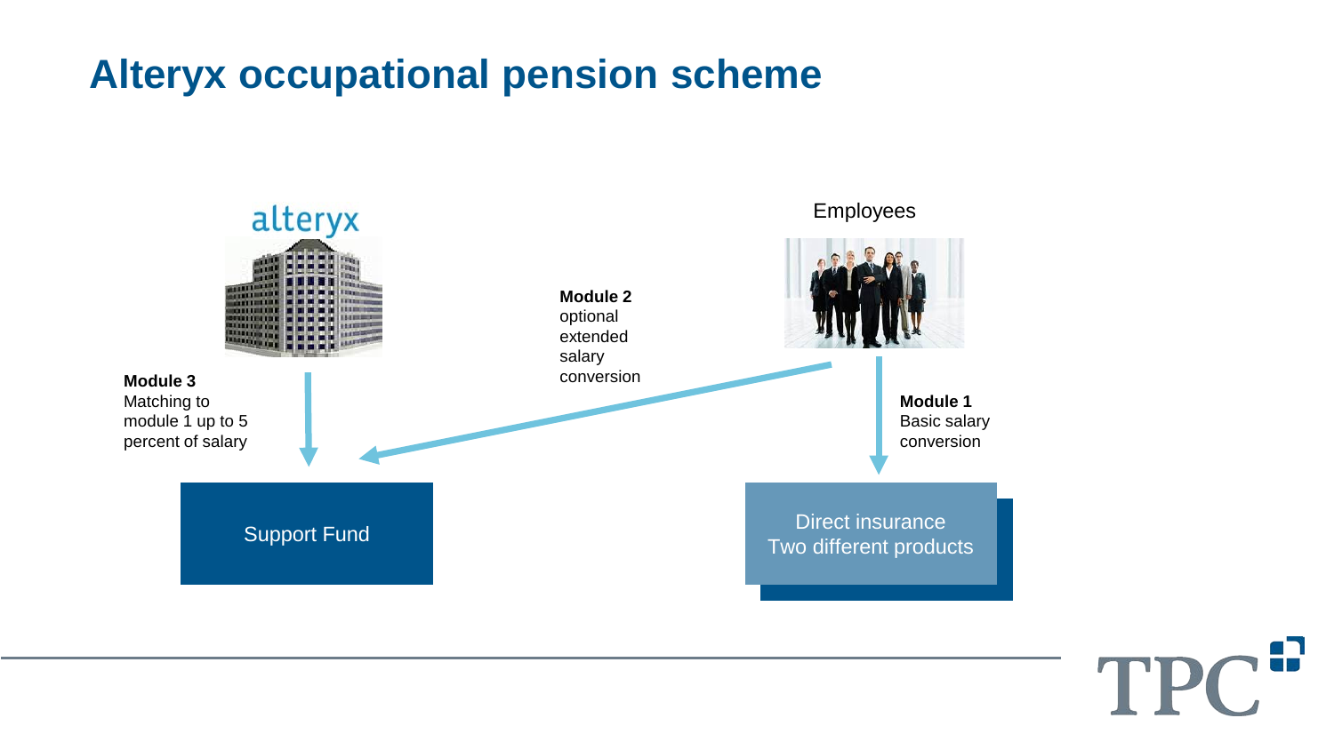# Alteryx occupational pension scheme

alteryx

Employees

**Module 3**
Matching to module 1 up to 5 percent of salary

**Module 2**
optional extended salary conversion

**Module 1**
Basic salary conversion

Support Fund

Direct insurance
Two different products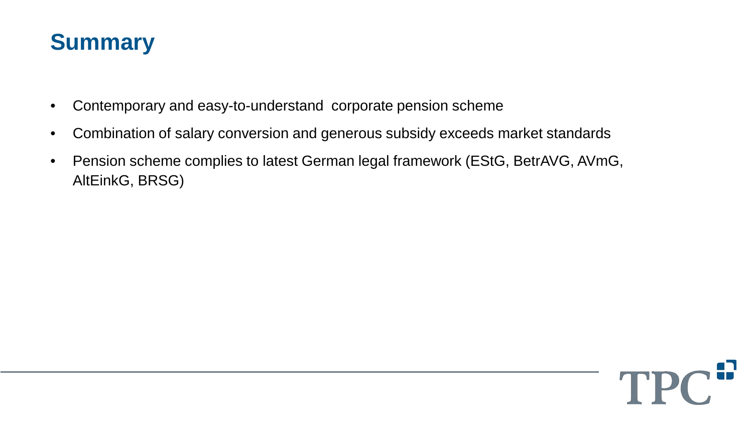# Summary

- Contemporary and easy-to-understand  corporate pension scheme
- Combination of salary conversion and generous subsidy exceeds market standards
- Pension scheme complies to latest German legal framework (EStG, BetrAVG, AVmG, AltEinkG, BRSG)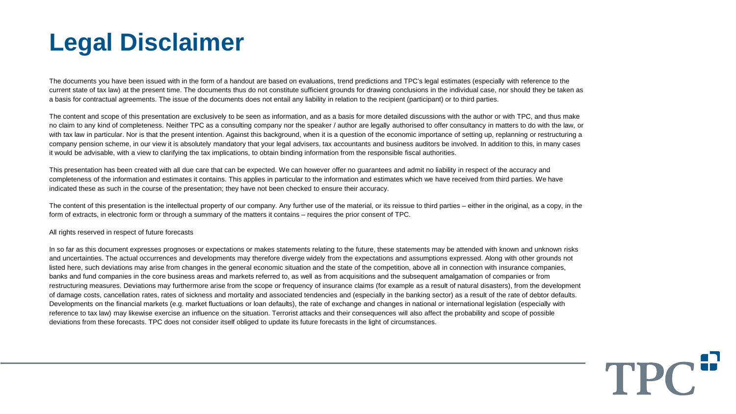# Legal Disclaimer

The documents you have been issued with in the form of a handout are based on evaluations, trend predictions and TPC's legal estimates (especially with reference to the current state of tax law) at the present time. The documents thus do not constitute sufficient grounds for drawing conclusions in the individual case, nor should they be taken as a basis for contractual agreements. The issue of the documents does not entail any liability in relation to the recipient (participant) or to third parties.

The content and scope of this presentation are exclusively to be seen as information, and as a basis for more detailed discussions with the author or with TPC, and thus make no claim to any kind of completeness. Neither TPC as a consulting company nor the speaker / author are legally authorised to offer consultancy in matters to do with the law, or with tax law in particular. Nor is that the present intention. Against this background, when it is a question of the economic importance of setting up, replanning or restructuring a company pension scheme, in our view it is absolutely mandatory that your legal advisers, tax accountants and business auditors be involved. In addition to this, in many cases it would be advisable, with a view to clarifying the tax implications, to obtain binding information from the responsible fiscal authorities.

This presentation has been created with all due care that can be expected. We can however offer no guarantees and admit no liability in respect of the accuracy and completeness of the information and estimates it contains. This applies in particular to the information and estimates which we have received from third parties. We have indicated these as such in the course of the presentation; they have not been checked to ensure their accuracy.

The content of this presentation is the intellectual property of our company. Any further use of the material, or its reissue to third parties – either in the original, as a copy, in the form of extracts, in electronic form or through a summary of the matters it contains – requires the prior consent of TPC.

All rights reserved in respect of future forecasts

In so far as this document expresses prognoses or expectations or makes statements relating to the future, these statements may be attended with known and unknown risks and uncertainties. The actual occurrences and developments may therefore diverge widely from the expectations and assumptions expressed. Along with other grounds not listed here, such deviations may arise from changes in the general economic situation and the state of the competition, above all in connection with insurance companies, banks and fund companies in the core business areas and markets referred to, as well as from acquisitions and the subsequent amalgamation of companies or from restructuring measures. Deviations may furthermore arise from the scope or frequency of insurance claims (for example as a result of natural disasters), from the development of damage costs, cancellation rates, rates of sickness and mortality and associated tendencies and (especially in the banking sector) as a result of the rate of debtor defaults. Developments on the financial markets (e.g. market fluctuations or loan defaults), the rate of exchange and changes in national or international legislation (especially with reference to tax law) may likewise exercise an influence on the situation. Terrorist attacks and their consequences will also affect the probability and scope of possible deviations from these forecasts. TPC does not consider itself obliged to update its future forecasts in the light of circumstances.

TPC